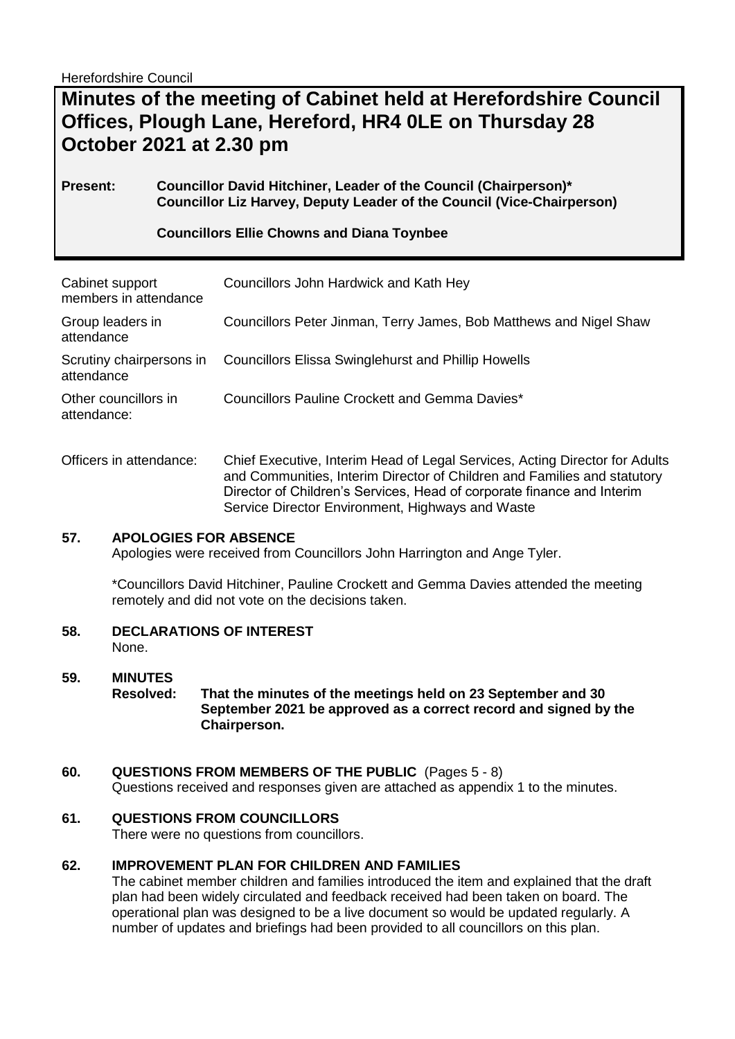Herefordshire Council

# Minutes of the meeting of Cabinet held at Herefordshire Council Offices, Plough Lane, Hereford, HR4 0LE on Thursday 28 October 2021 at 2.30 pm

**Present:** **Councillor David Hitchiner, Leader of the Council (Chairperson)***
**Councillor Liz Harvey, Deputy Leader of the Council (Vice-Chairperson)**

**Councillors Ellie Chowns and Diana Toynbee**

| | |
|---|---|
| Cabinet support members in attendance | Councillors John Hardwick and Kath Hey |
| Group leaders in attendance | Councillors Peter Jinman, Terry James, Bob Matthews and Nigel Shaw |
| Scrutiny chairpersons in attendance | Councillors Elissa Swinglehurst and Phillip Howells |
| Other councillors in attendance: | Councillors Pauline Crockett and Gemma Davies* |
| Officers in attendance: | Chief Executive, Interim Head of Legal Services, Acting Director for Adults and Communities, Interim Director of Children and Families and statutory Director of Children's Services, Head of corporate finance and Interim Service Director Environment, Highways and Waste |

## 57. APOLOGIES FOR ABSENCE

Apologies were received from Councillors John Harrington and Ange Tyler.

*Councillors David Hitchiner, Pauline Crockett and Gemma Davies attended the meeting remotely and did not vote on the decisions taken.

## 58. DECLARATIONS OF INTEREST

None.

## 59. MINUTES

**Resolved: That the minutes of the meetings held on 23 September and 30 September 2021 be approved as a correct record and signed by the Chairperson.**

## 60. QUESTIONS FROM MEMBERS OF THE PUBLIC (Pages 5 - 8)

Questions received and responses given are attached as appendix 1 to the minutes.

## 61. QUESTIONS FROM COUNCILLORS

There were no questions from councillors.

## 62. IMPROVEMENT PLAN FOR CHILDREN AND FAMILIES

The cabinet member children and families introduced the item and explained that the draft plan had been widely circulated and feedback received had been taken on board. The operational plan was designed to be a live document so would be updated regularly. A number of updates and briefings had been provided to all councillors on this plan.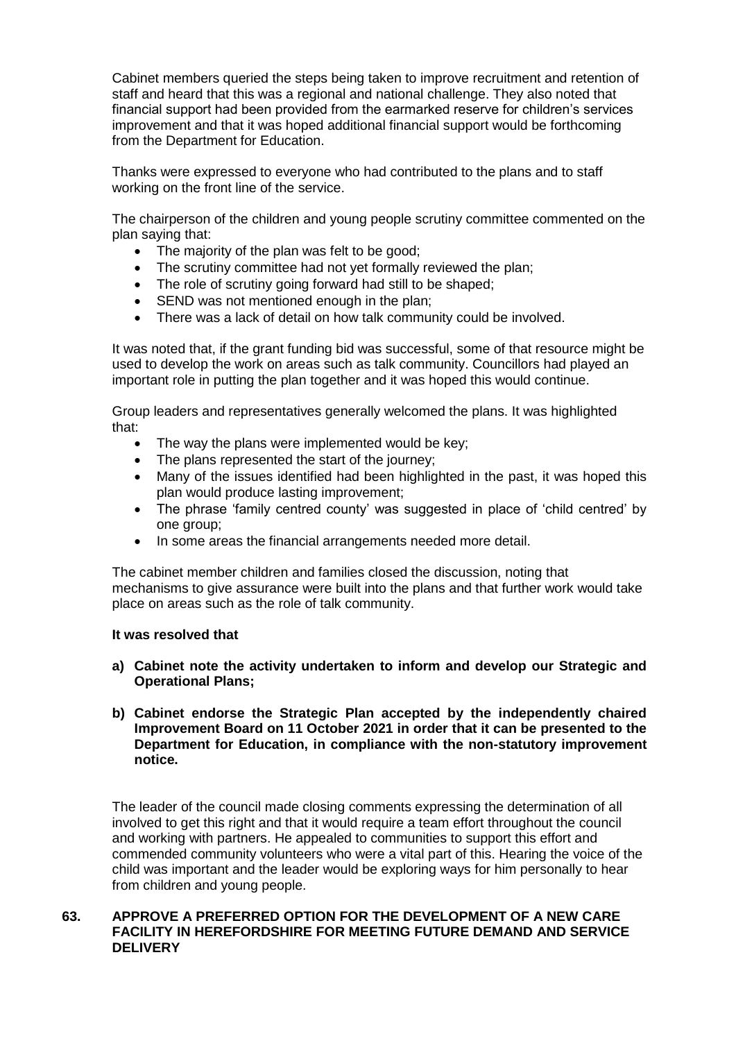Cabinet members queried the steps being taken to improve recruitment and retention of staff and heard that this was a regional and national challenge. They also noted that financial support had been provided from the earmarked reserve for children's services improvement and that it was hoped additional financial support would be forthcoming from the Department for Education.

Thanks were expressed to everyone who had contributed to the plans and to staff working on the front line of the service.

The chairperson of the children and young people scrutiny committee commented on the plan saying that:

- The majority of the plan was felt to be good;
- The scrutiny committee had not yet formally reviewed the plan;
- The role of scrutiny going forward had still to be shaped;
- SEND was not mentioned enough in the plan;
- There was a lack of detail on how talk community could be involved.

It was noted that, if the grant funding bid was successful, some of that resource might be used to develop the work on areas such as talk community. Councillors had played an important role in putting the plan together and it was hoped this would continue.

Group leaders and representatives generally welcomed the plans. It was highlighted that:

- The way the plans were implemented would be key;
- The plans represented the start of the journey;
- Many of the issues identified had been highlighted in the past, it was hoped this plan would produce lasting improvement;
- The phrase 'family centred county' was suggested in place of 'child centred' by one group;
- In some areas the financial arrangements needed more detail.

The cabinet member children and families closed the discussion, noting that mechanisms to give assurance were built into the plans and that further work would take place on areas such as the role of talk community.

**It was resolved that**

**a) Cabinet note the activity undertaken to inform and develop our Strategic and Operational Plans;**

**b) Cabinet endorse the Strategic Plan accepted by the independently chaired Improvement Board on 11 October 2021 in order that it can be presented to the Department for Education, in compliance with the non-statutory improvement notice.**

The leader of the council made closing comments expressing the determination of all involved to get this right and that it would require a team effort throughout the council and working with partners. He appealed to communities to support this effort and commended community volunteers who were a vital part of this. Hearing the voice of the child was important and the leader would be exploring ways for him personally to hear from children and young people.

## 63. APPROVE A PREFERRED OPTION FOR THE DEVELOPMENT OF A NEW CARE FACILITY IN HEREFORDSHIRE FOR MEETING FUTURE DEMAND AND SERVICE DELIVERY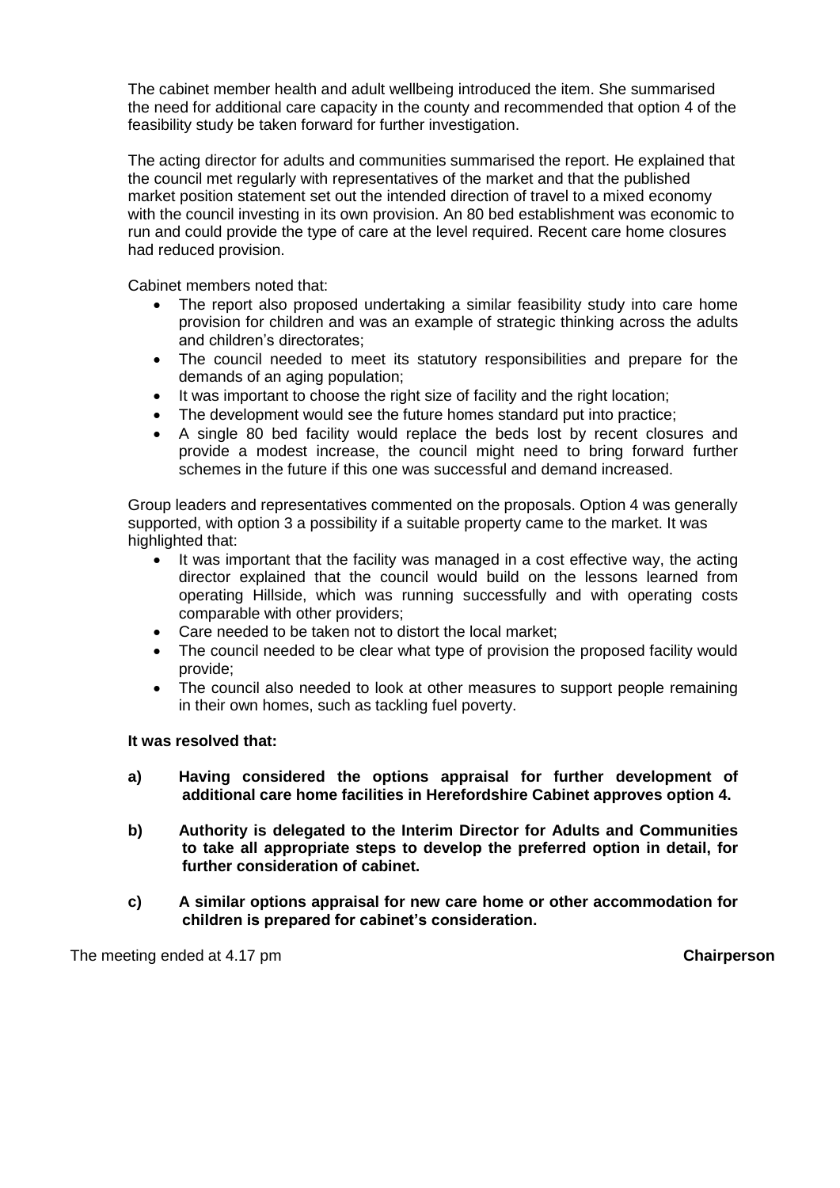The cabinet member health and adult wellbeing introduced the item. She summarised the need for additional care capacity in the county and recommended that option 4 of the feasibility study be taken forward for further investigation.

The acting director for adults and communities summarised the report. He explained that the council met regularly with representatives of the market and that the published market position statement set out the intended direction of travel to a mixed economy with the council investing in its own provision. An 80 bed establishment was economic to run and could provide the type of care at the level required. Recent care home closures had reduced provision.

Cabinet members noted that:

- The report also proposed undertaking a similar feasibility study into care home provision for children and was an example of strategic thinking across the adults and children's directorates;
- The council needed to meet its statutory responsibilities and prepare for the demands of an aging population;
- It was important to choose the right size of facility and the right location;
- The development would see the future homes standard put into practice;
- A single 80 bed facility would replace the beds lost by recent closures and provide a modest increase, the council might need to bring forward further schemes in the future if this one was successful and demand increased.

Group leaders and representatives commented on the proposals. Option 4 was generally supported, with option 3 a possibility if a suitable property came to the market. It was highlighted that:

- It was important that the facility was managed in a cost effective way, the acting director explained that the council would build on the lessons learned from operating Hillside, which was running successfully and with operating costs comparable with other providers;
- Care needed to be taken not to distort the local market;
- The council needed to be clear what type of provision the proposed facility would provide;
- The council also needed to look at other measures to support people remaining in their own homes, such as tackling fuel poverty.

**It was resolved that:**

**a) Having considered the options appraisal for further development of additional care home facilities in Herefordshire Cabinet approves option 4.**

**b) Authority is delegated to the Interim Director for Adults and Communities to take all appropriate steps to develop the preferred option in detail, for further consideration of cabinet.**

**c) A similar options appraisal for new care home or other accommodation for children is prepared for cabinet's consideration.**

The meeting ended at 4.17 pm **Chairperson**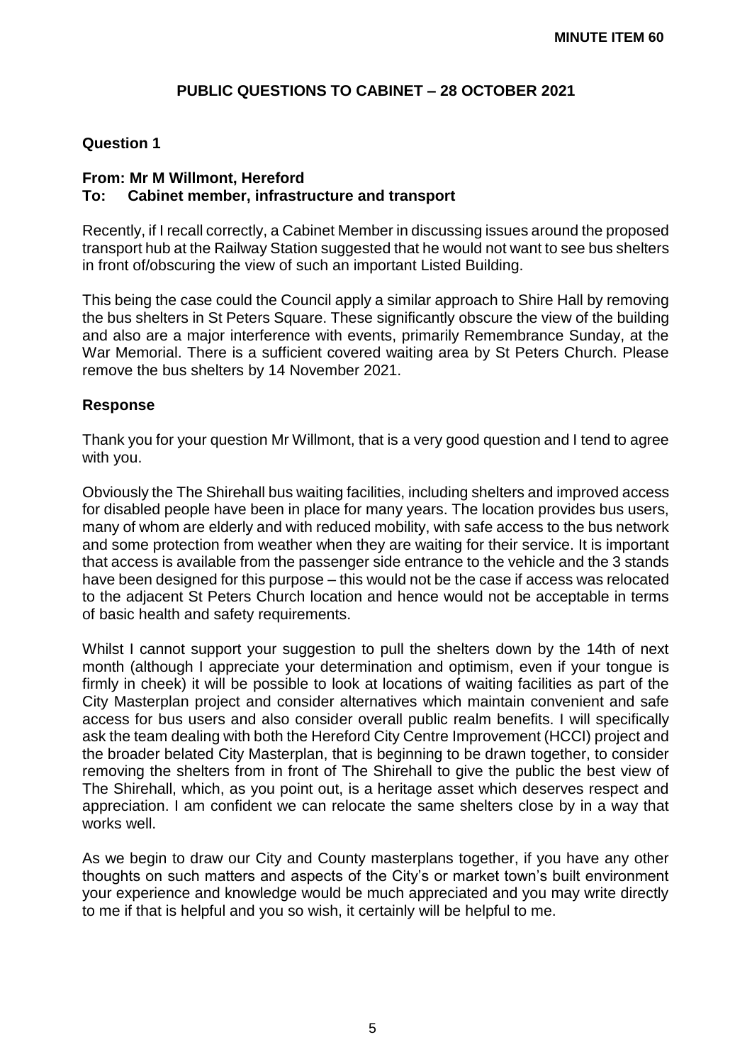**MINUTE ITEM 60**

# PUBLIC QUESTIONS TO CABINET – 28 OCTOBER 2021

## Question 1

**From: Mr M Willmont, Hereford**
**To: Cabinet member, infrastructure and transport**

Recently, if I recall correctly, a Cabinet Member in discussing issues around the proposed transport hub at the Railway Station suggested that he would not want to see bus shelters in front of/obscuring the view of such an important Listed Building.

This being the case could the Council apply a similar approach to Shire Hall by removing the bus shelters in St Peters Square. These significantly obscure the view of the building and also are a major interference with events, primarily Remembrance Sunday, at the War Memorial. There is a sufficient covered waiting area by St Peters Church. Please remove the bus shelters by 14 November 2021.

## Response

Thank you for your question Mr Willmont, that is a very good question and I tend to agree with you.

Obviously the The Shirehall bus waiting facilities, including shelters and improved access for disabled people have been in place for many years. The location provides bus users, many of whom are elderly and with reduced mobility, with safe access to the bus network and some protection from weather when they are waiting for their service. It is important that access is available from the passenger side entrance to the vehicle and the 3 stands have been designed for this purpose – this would not be the case if access was relocated to the adjacent St Peters Church location and hence would not be acceptable in terms of basic health and safety requirements.

Whilst I cannot support your suggestion to pull the shelters down by the 14th of next month (although I appreciate your determination and optimism, even if your tongue is firmly in cheek) it will be possible to look at locations of waiting facilities as part of the City Masterplan project and consider alternatives which maintain convenient and safe access for bus users and also consider overall public realm benefits. I will specifically ask the team dealing with both the Hereford City Centre Improvement (HCCI) project and the broader belated City Masterplan, that is beginning to be drawn together, to consider removing the shelters from in front of The Shirehall to give the public the best view of The Shirehall, which, as you point out, is a heritage asset which deserves respect and appreciation. I am confident we can relocate the same shelters close by in a way that works well.

As we begin to draw our City and County masterplans together, if you have any other thoughts on such matters and aspects of the City's or market town's built environment your experience and knowledge would be much appreciated and you may write directly to me if that is helpful and you so wish, it certainly will be helpful to me.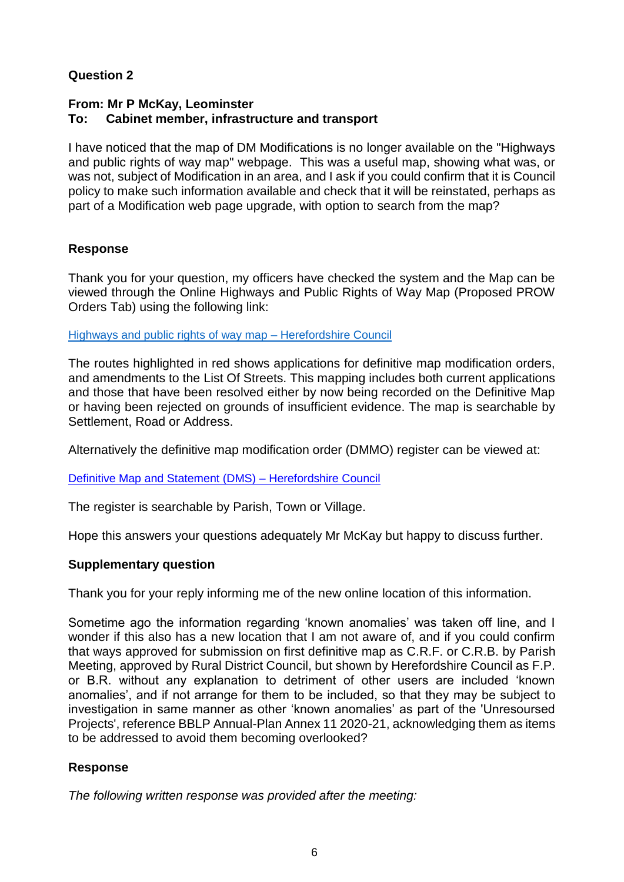**Question 2**

**From: Mr P McKay, Leominster**
**To: Cabinet member, infrastructure and transport**

I have noticed that the map of DM Modifications is no longer available on the "Highways and public rights of way map" webpage. This was a useful map, showing what was, or was not, subject of Modification in an area, and I ask if you could confirm that it is Council policy to make such information available and check that it will be reinstated, perhaps as part of a Modification web page upgrade, with option to search from the map?

**Response**

Thank you for your question, my officers have checked the system and the Map can be viewed through the Online Highways and Public Rights of Way Map (Proposed PROW Orders Tab) using the following link:

Highways and public rights of way map – Herefordshire Council

The routes highlighted in red shows applications for definitive map modification orders, and amendments to the List Of Streets. This mapping includes both current applications and those that have been resolved either by now being recorded on the Definitive Map or having been rejected on grounds of insufficient evidence. The map is searchable by Settlement, Road or Address.

Alternatively the definitive map modification order (DMMO) register can be viewed at:

Definitive Map and Statement (DMS) – Herefordshire Council

The register is searchable by Parish, Town or Village.

Hope this answers your questions adequately Mr McKay but happy to discuss further.

**Supplementary question**

Thank you for your reply informing me of the new online location of this information.

Sometime ago the information regarding 'known anomalies' was taken off line, and I wonder if this also has a new location that I am not aware of, and if you could confirm that ways approved for submission on first definitive map as C.R.F. or C.R.B. by Parish Meeting, approved by Rural District Council, but shown by Herefordshire Council as F.P. or B.R. without any explanation to detriment of other users are included 'known anomalies', and if not arrange for them to be included, so that they may be subject to investigation in same manner as other 'known anomalies' as part of the 'Unresourced Projects', reference BBLP Annual-Plan Annex 11 2020-21, acknowledging them as items to be addressed to avoid them becoming overlooked?

**Response**

*The following written response was provided after the meeting:*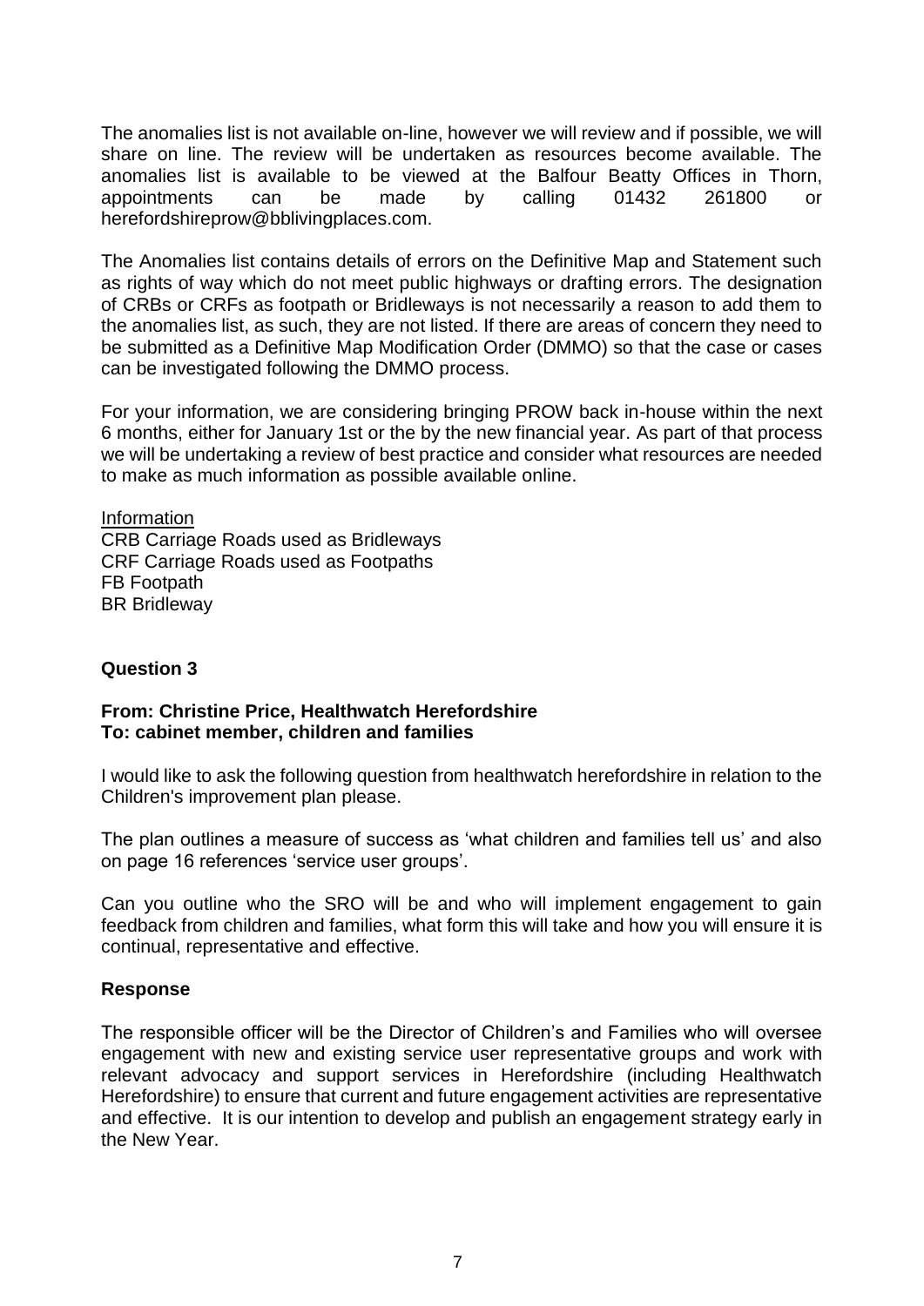The anomalies list is not available on-line, however we will review and if possible, we will share on line. The review will be undertaken as resources become available. The anomalies list is available to be viewed at the Balfour Beatty Offices in Thorn, appointments can be made by calling 01432 261800 or herefordshireprow@bblivingplaces.com.

The Anomalies list contains details of errors on the Definitive Map and Statement such as rights of way which do not meet public highways or drafting errors. The designation of CRBs or CRFs as footpath or Bridleways is not necessarily a reason to add them to the anomalies list, as such, they are not listed. If there are areas of concern they need to be submitted as a Definitive Map Modification Order (DMMO) so that the case or cases can be investigated following the DMMO process.

For your information, we are considering bringing PROW back in-house within the next 6 months, either for January 1st or the by the new financial year. As part of that process we will be undertaking a review of best practice and consider what resources are needed to make as much information as possible available online.

<u>Information</u>
CRB Carriage Roads used as Bridleways
CRF Carriage Roads used as Footpaths
FB Footpath
BR Bridleway

### Question 3

**From: Christine Price, Healthwatch Herefordshire**
**To: cabinet member, children and families**

I would like to ask the following question from healthwatch herefordshire in relation to the Children's improvement plan please.

The plan outlines a measure of success as 'what children and families tell us' and also on page 16 references 'service user groups'.

Can you outline who the SRO will be and who will implement engagement to gain feedback from children and families, what form this will take and how you will ensure it is continual, representative and effective.

### Response

The responsible officer will be the Director of Children's and Families who will oversee engagement with new and existing service user representative groups and work with relevant advocacy and support services in Herefordshire (including Healthwatch Herefordshire) to ensure that current and future engagement activities are representative and effective. It is our intention to develop and publish an engagement strategy early in the New Year.